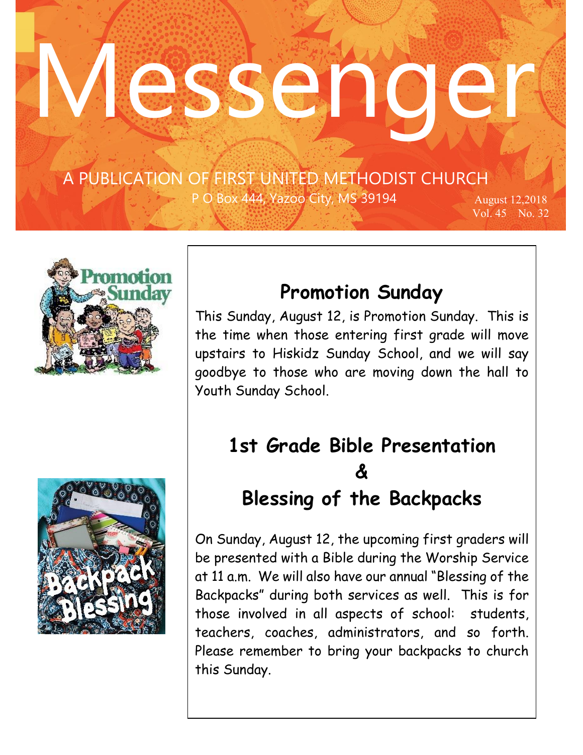# Messenger

A PUBLICATION OF FIRST UNITED METHODIST CHURCH

P O Box 444, Yazoo City, MS 39194

August 12,2018
Vol. 45 No. 32

## Promotion Sunday

This Sunday, August 12, is Promotion Sunday. This is the time when those entering first grade will move upstairs to Hiskidz Sunday School, and we will say goodbye to those who are moving down the hall to Youth Sunday School.

## 1st Grade Bible Presentation & Blessing of the Backpacks

On Sunday, August 12, the upcoming first graders will be presented with a Bible during the Worship Service at 11 a.m. We will also have our annual "Blessing of the Backpacks" during both services as well. This is for those involved in all aspects of school: students, teachers, coaches, administrators, and so forth. Please remember to bring your backpacks to church this Sunday.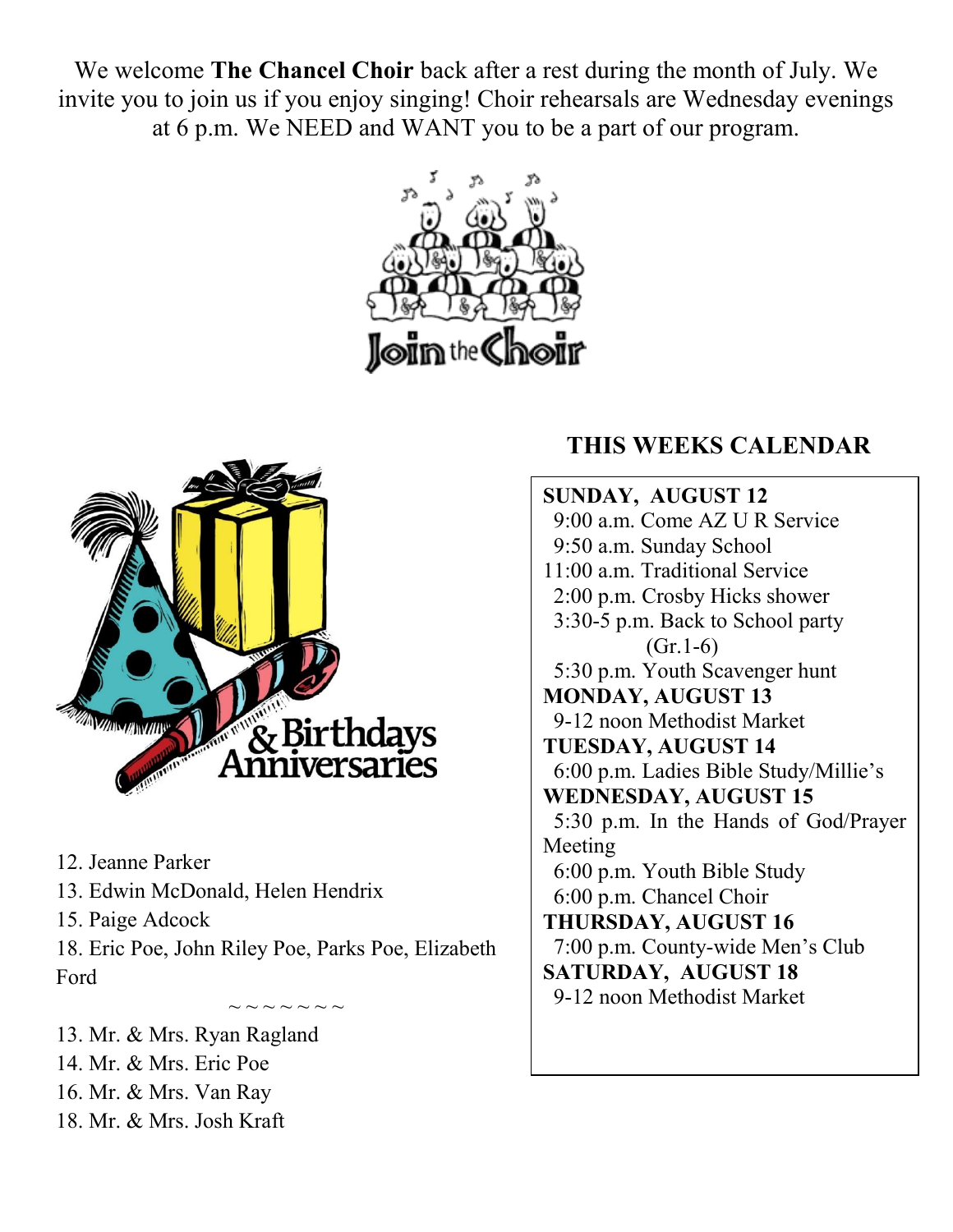We welcome **The Chancel Choir** back after a rest during the month of July. We invite you to join us if you enjoy singing! Choir rehearsals are Wednesday evenings at 6 p.m. We NEED and WANT you to be a part of our program.

Join the Choir

& Birthdays Anniversaries

12. Jeanne Parker
13. Edwin McDonald, Helen Hendrix
15. Paige Adcock
18. Eric Poe, John Riley Poe, Parks Poe, Elizabeth Ford

~ ~ ~ ~ ~ ~ ~

13. Mr. & Mrs. Ryan Ragland
14. Mr. & Mrs. Eric Poe
16. Mr. & Mrs. Van Ray
18. Mr. & Mrs. Josh Kraft

## THIS WEEKS CALENDAR

**SUNDAY, AUGUST 12**
9:00 a.m. Come AZ U R Service
9:50 a.m. Sunday School
11:00 a.m. Traditional Service
2:00 p.m. Crosby Hicks shower
3:30-5 p.m. Back to School party (Gr.1-6)
5:30 p.m. Youth Scavenger hunt

**MONDAY, AUGUST 13**
9-12 noon Methodist Market

**TUESDAY, AUGUST 14**
6:00 p.m. Ladies Bible Study/Millie's

**WEDNESDAY, AUGUST 15**
5:30 p.m. In the Hands of God/Prayer Meeting
6:00 p.m. Youth Bible Study
6:00 p.m. Chancel Choir

**THURSDAY, AUGUST 16**
7:00 p.m. County-wide Men's Club

**SATURDAY, AUGUST 18**
9-12 noon Methodist Market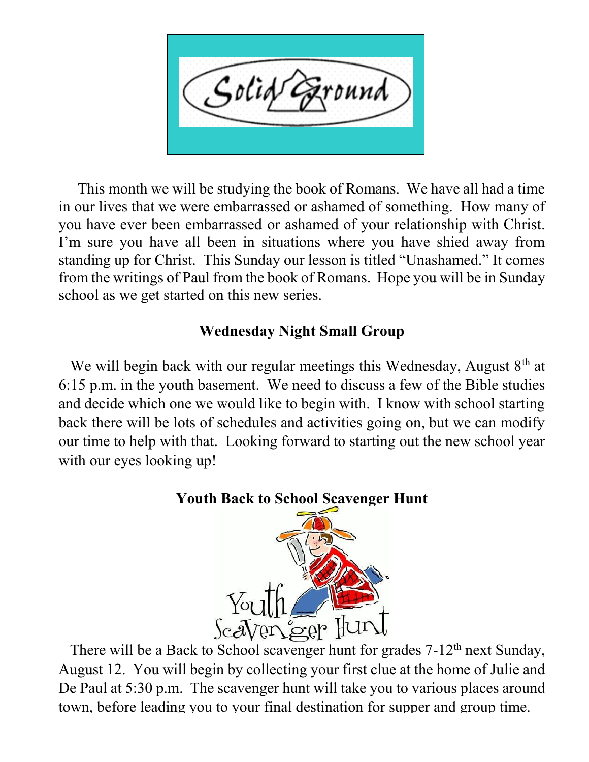# Solid Ground

This month we will be studying the book of Romans. We have all had a time in our lives that we were embarrassed or ashamed of something. How many of you have ever been embarrassed or ashamed of your relationship with Christ. I'm sure you have all been in situations where you have shied away from standing up for Christ. This Sunday our lesson is titled "Unashamed." It comes from the writings of Paul from the book of Romans. Hope you will be in Sunday school as we get started on this new series.

## Wednesday Night Small Group

We will begin back with our regular meetings this Wednesday, August 8th at 6:15 p.m. in the youth basement. We need to discuss a few of the Bible studies and decide which one we would like to begin with. I know with school starting back there will be lots of schedules and activities going on, but we can modify our time to help with that. Looking forward to starting out the new school year with our eyes looking up!

## Youth Back to School Scavenger Hunt

There will be a Back to School scavenger hunt for grades 7-12th next Sunday, August 12. You will begin by collecting your first clue at the home of Julie and De Paul at 5:30 p.m. The scavenger hunt will take you to various places around town, before leading you to your final destination for supper and group time.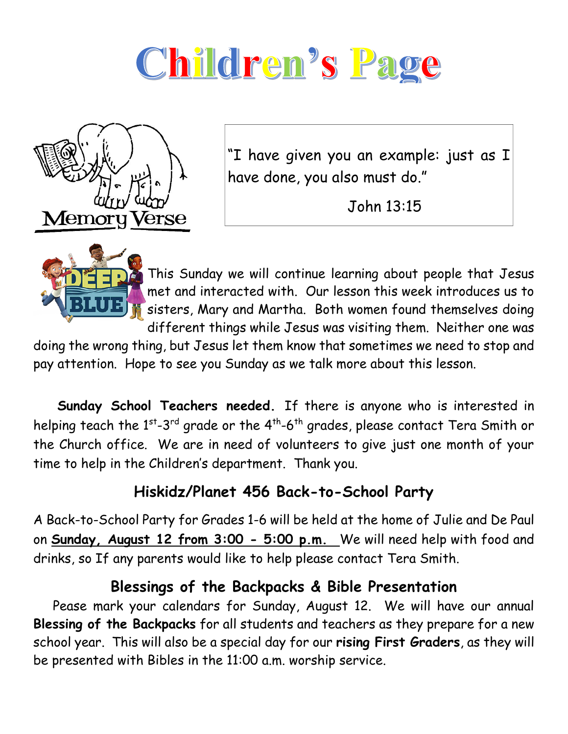# Children's Page

Memory Verse

> "I have given you an example: just as I have done, you also must do."
>
> John 13:15

This Sunday we will continue learning about people that Jesus met and interacted with. Our lesson this week introduces us to sisters, Mary and Martha. Both women found themselves doing different things while Jesus was visiting them. Neither one was doing the wrong thing, but Jesus let them know that sometimes we need to stop and pay attention. Hope to see you Sunday as we talk more about this lesson.

**Sunday School Teachers needed.** If there is anyone who is interested in helping teach the 1st-3rd grade or the 4th-6th grades, please contact Tera Smith or the Church office. We are in need of volunteers to give just one month of your time to help in the Children's department. Thank you.

## Hiskidz/Planet 456 Back-to-School Party

A Back-to-School Party for Grades 1-6 will be held at the home of Julie and De Paul on **Sunday, August 12 from 3:00 - 5:00 p.m.** We will need help with food and drinks, so If any parents would like to help please contact Tera Smith.

## Blessings of the Backpacks & Bible Presentation

Pease mark your calendars for Sunday, August 12. We will have our annual **Blessing of the Backpacks** for all students and teachers as they prepare for a new school year. This will also be a special day for our **rising First Graders**, as they will be presented with Bibles in the 11:00 a.m. worship service.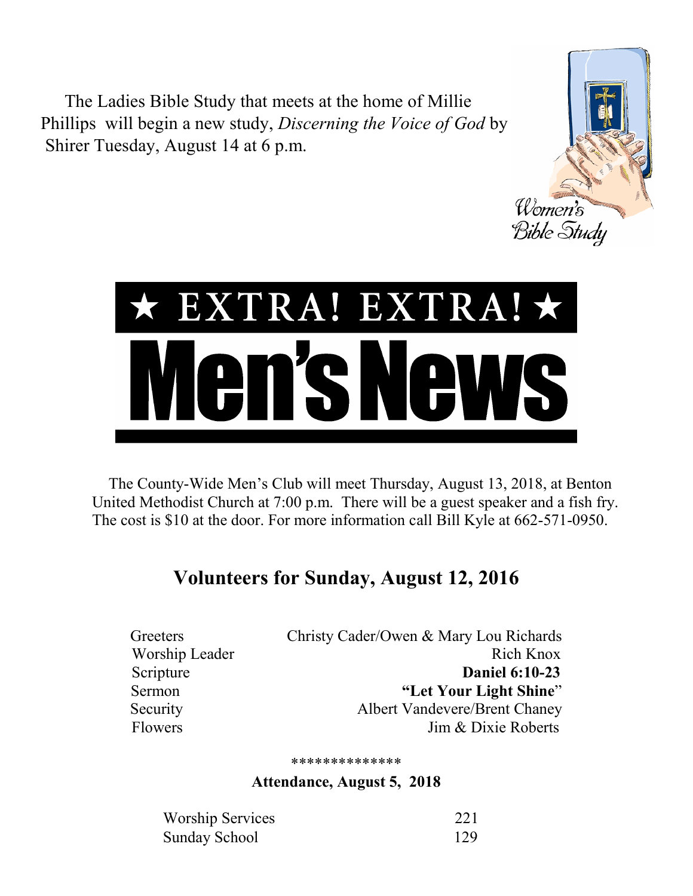The Ladies Bible Study that meets at the home of Millie Phillips will begin a new study, *Discerning the Voice of God* by Shirer Tuesday, August 14 at 6 p.m.

Women's Bible Study

★ EXTRA! EXTRA! ★

# Men's News

The County-Wide Men's Club will meet Thursday, August 13, 2018, at Benton United Methodist Church at 7:00 p.m. There will be a guest speaker and a fish fry. The cost is $10 at the door. For more information call Bill Kyle at 662-571-0950.

## Volunteers for Sunday, August 12, 2016

| | |
|---|---|
| Greeters | Christy Cader/Owen & Mary Lou Richards |
| Worship Leader | Rich Knox |
| Scripture | **Daniel 6:10-23** |
| Sermon | **"Let Your Light Shine**" |
| Security | Albert Vandevere/Brent Chaney |
| Flowers | Jim & Dixie Roberts |

**************

**Attendance, August 5, 2018**

| | |
|---|---|
| Worship Services | 221 |
| Sunday School | 129 |